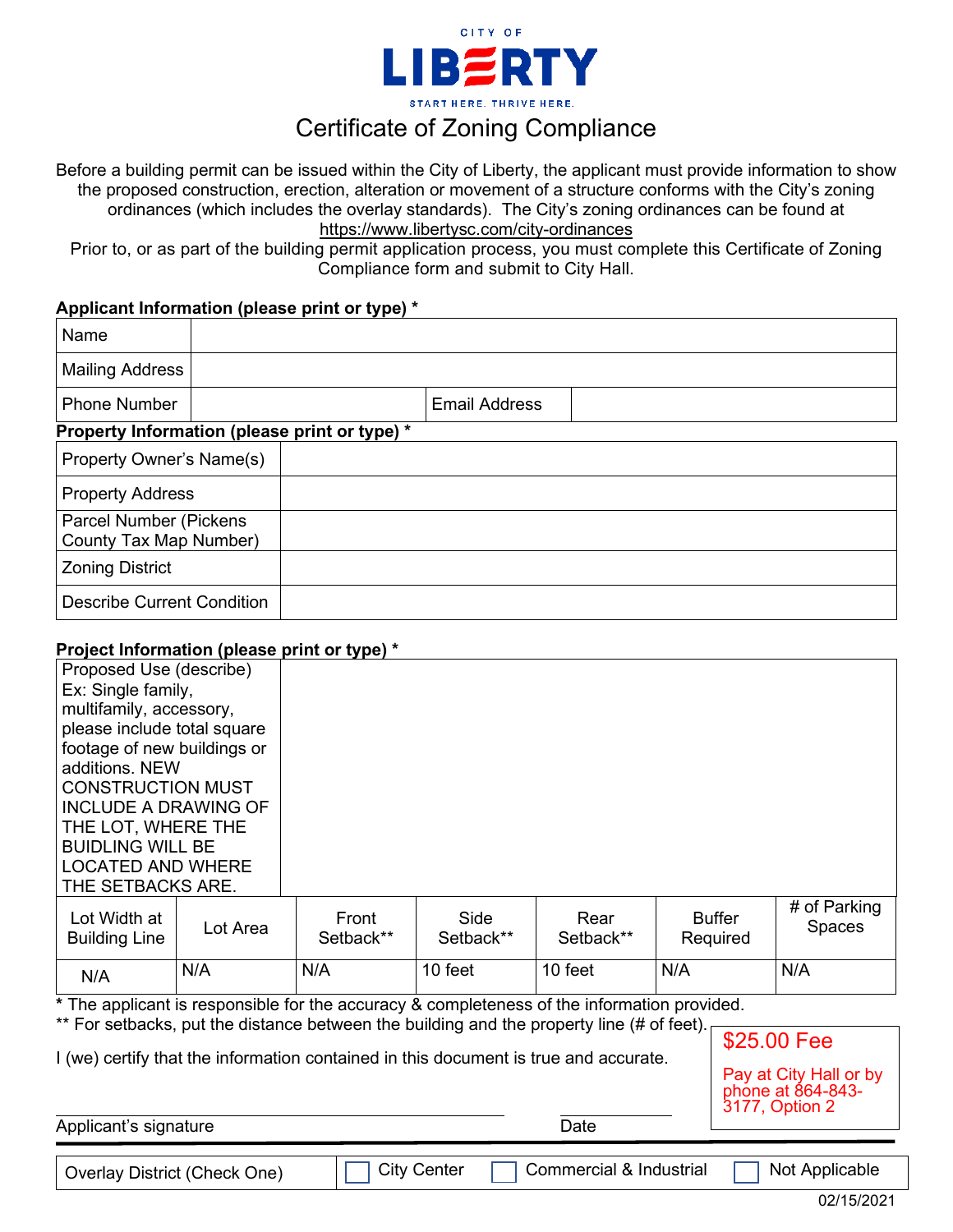CITY OF

# LIBERTY

START HERE. THRIVE HERE.

## Certificate of Zoning Compliance

Before a building permit can be issued within the City of Liberty, the applicant must provide information to show the proposed construction, erection, alteration or movement of a structure conforms with the City's zoning ordinances (which includes the overlay standards). The City's zoning ordinances can be found at https://www.libertysc.com/city-ordinances

Prior to, or as part of the building permit application process, you must complete this Certificate of Zoning Compliance form and submit to City Hall.

**Applicant Information (please print or type) \***

| | | | |
|---|---|---|---|
| Name | | | |
| Mailing Address | | | |
| Phone Number | | Email Address | |

**Property Information (please print or type) \***

| | |
|---|---|
| Property Owner's Name(s) | |
| Property Address | |
| Parcel Number (Pickens County Tax Map Number) | |
| Zoning District | |
| Describe Current Condition | |

**Project Information (please print or type) \***

| | |
|---|---|
| Proposed Use (describe) Ex: Single family, multifamily, accessory, please include total square footage of new buildings or additions. NEW CONSTRUCTION MUST INCLUDE A DRAWING OF THE LOT, WHERE THE BUIDLING WILL BE LOCATED AND WHERE THE SETBACKS ARE. | |

| Lot Width at Building Line | Lot Area | Front Setback** | Side Setback** | Rear Setback** | Buffer Required | # of Parking Spaces |
|---|---|---|---|---|---|---|
| N/A | N/A | N/A | 10 feet | 10 feet | N/A | N/A |

\* The applicant is responsible for the accuracy & completeness of the information provided.

\*\* For setbacks, put the distance between the building and the property line (# of feet).

I (we) certify that the information contained in this document is true and accurate.

**$25.00 Fee**

Pay at City Hall or by phone at 864-843-3177, Option 2

Applicant's signature ______________________ Date __________

| Overlay District (Check One) | ☐ City Center | ☐ Commercial & Industrial | ☐ Not Applicable |
|---|---|---|---|

02/15/2021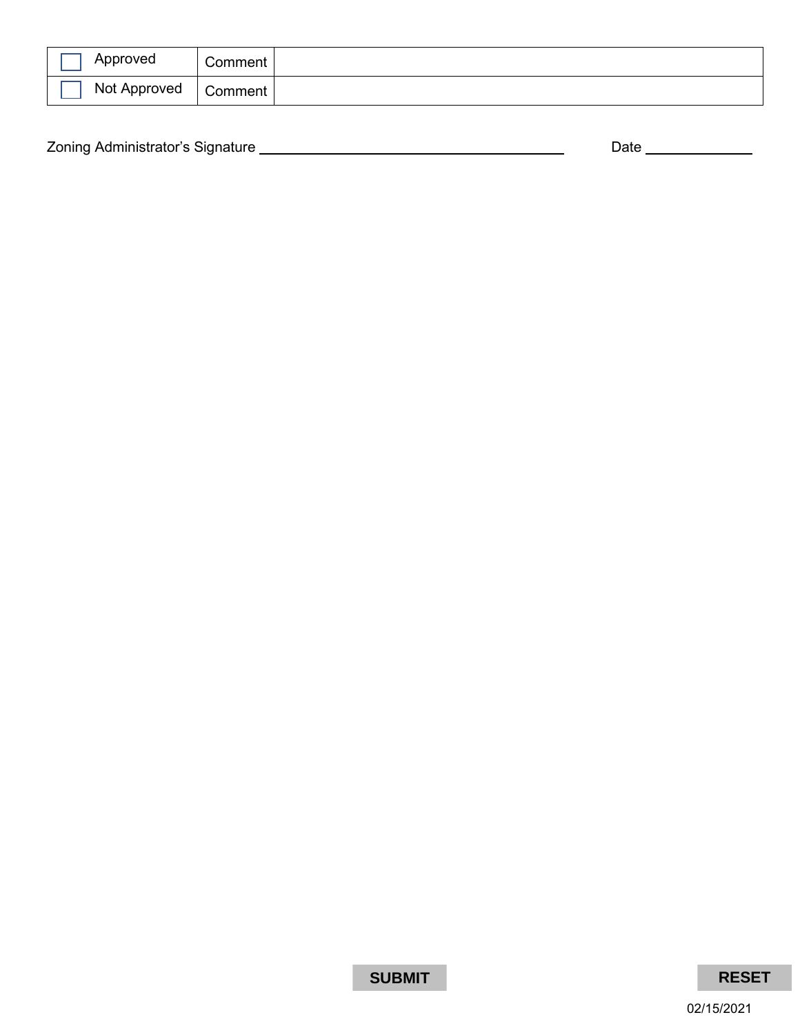| | | |
|---|---|---|
| ☐ Approved | Comment | |
| ☐ Not Approved | Comment | |

Zoning Administrator's Signature ______________________________ Date ______________

SUBMIT RESET

02/15/2021